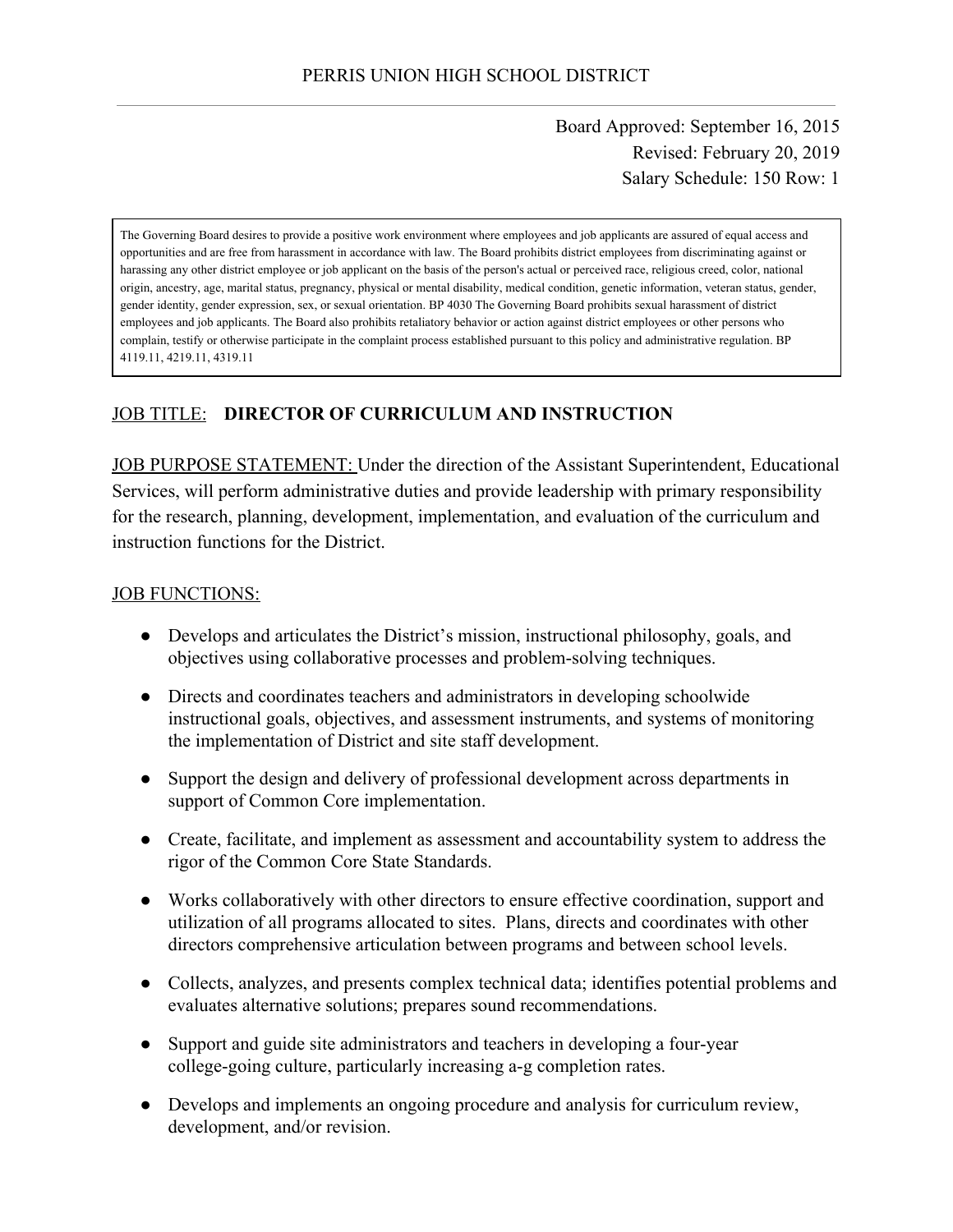PERRIS UNION HIGH SCHOOL DISTRICT

Board Approved: September 16, 2015
Revised: February 20, 2019
Salary Schedule: 150 Row: 1

> The Governing Board desires to provide a positive work environment where employees and job applicants are assured of equal access and opportunities and are free from harassment in accordance with law. The Board prohibits district employees from discriminating against or harassing any other district employee or job applicant on the basis of the person's actual or perceived race, religious creed, color, national origin, ancestry, age, marital status, pregnancy, physical or mental disability, medical condition, genetic information, veteran status, gender, gender identity, gender expression, sex, or sexual orientation. BP 4030 The Governing Board prohibits sexual harassment of district employees and job applicants. The Board also prohibits retaliatory behavior or action against district employees or other persons who complain, testify or otherwise participate in the complaint process established pursuant to this policy and administrative regulation. BP 4119.11, 4219.11, 4319.11

JOB TITLE: **DIRECTOR OF CURRICULUM AND INSTRUCTION**

JOB PURPOSE STATEMENT: Under the direction of the Assistant Superintendent, Educational Services, will perform administrative duties and provide leadership with primary responsibility for the research, planning, development, implementation, and evaluation of the curriculum and instruction functions for the District.

JOB FUNCTIONS:

- Develops and articulates the District's mission, instructional philosophy, goals, and objectives using collaborative processes and problem-solving techniques.
- Directs and coordinates teachers and administrators in developing schoolwide instructional goals, objectives, and assessment instruments, and systems of monitoring the implementation of District and site staff development.
- Support the design and delivery of professional development across departments in support of Common Core implementation.
- Create, facilitate, and implement as assessment and accountability system to address the rigor of the Common Core State Standards.
- Works collaboratively with other directors to ensure effective coordination, support and utilization of all programs allocated to sites. Plans, directs and coordinates with other directors comprehensive articulation between programs and between school levels.
- Collects, analyzes, and presents complex technical data; identifies potential problems and evaluates alternative solutions; prepares sound recommendations.
- Support and guide site administrators and teachers in developing a four-year college-going culture, particularly increasing a-g completion rates.
- Develops and implements an ongoing procedure and analysis for curriculum review, development, and/or revision.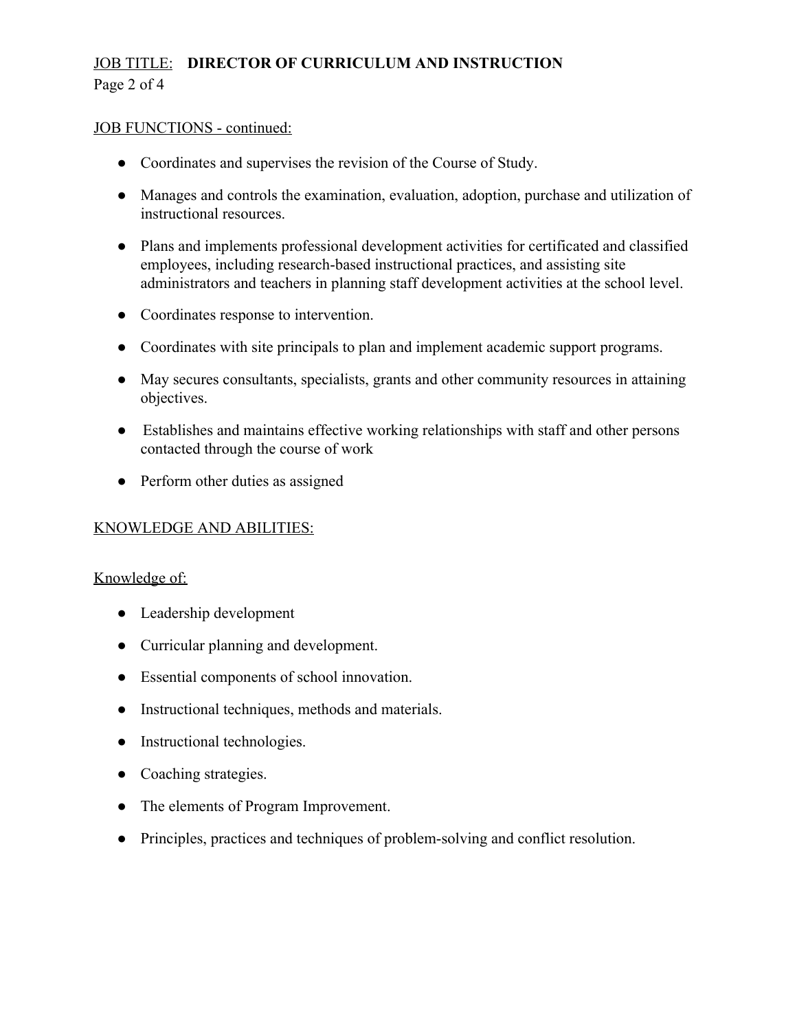JOB FUNCTIONS - continued:

- Coordinates and supervises the revision of the Course of Study.
- Manages and controls the examination, evaluation, adoption, purchase and utilization of instructional resources.
- Plans and implements professional development activities for certificated and classified employees, including research-based instructional practices, and assisting site administrators and teachers in planning staff development activities at the school level.
- Coordinates response to intervention.
- Coordinates with site principals to plan and implement academic support programs.
- May secures consultants, specialists, grants and other community resources in attaining objectives.
- Establishes and maintains effective working relationships with staff and other persons contacted through the course of work
- Perform other duties as assigned

## KNOWLEDGE AND ABILITIES:

### Knowledge of:

- Leadership development
- Curricular planning and development.
- Essential components of school innovation.
- Instructional techniques, methods and materials.
- Instructional technologies.
- Coaching strategies.
- The elements of Program Improvement.
- Principles, practices and techniques of problem-solving and conflict resolution.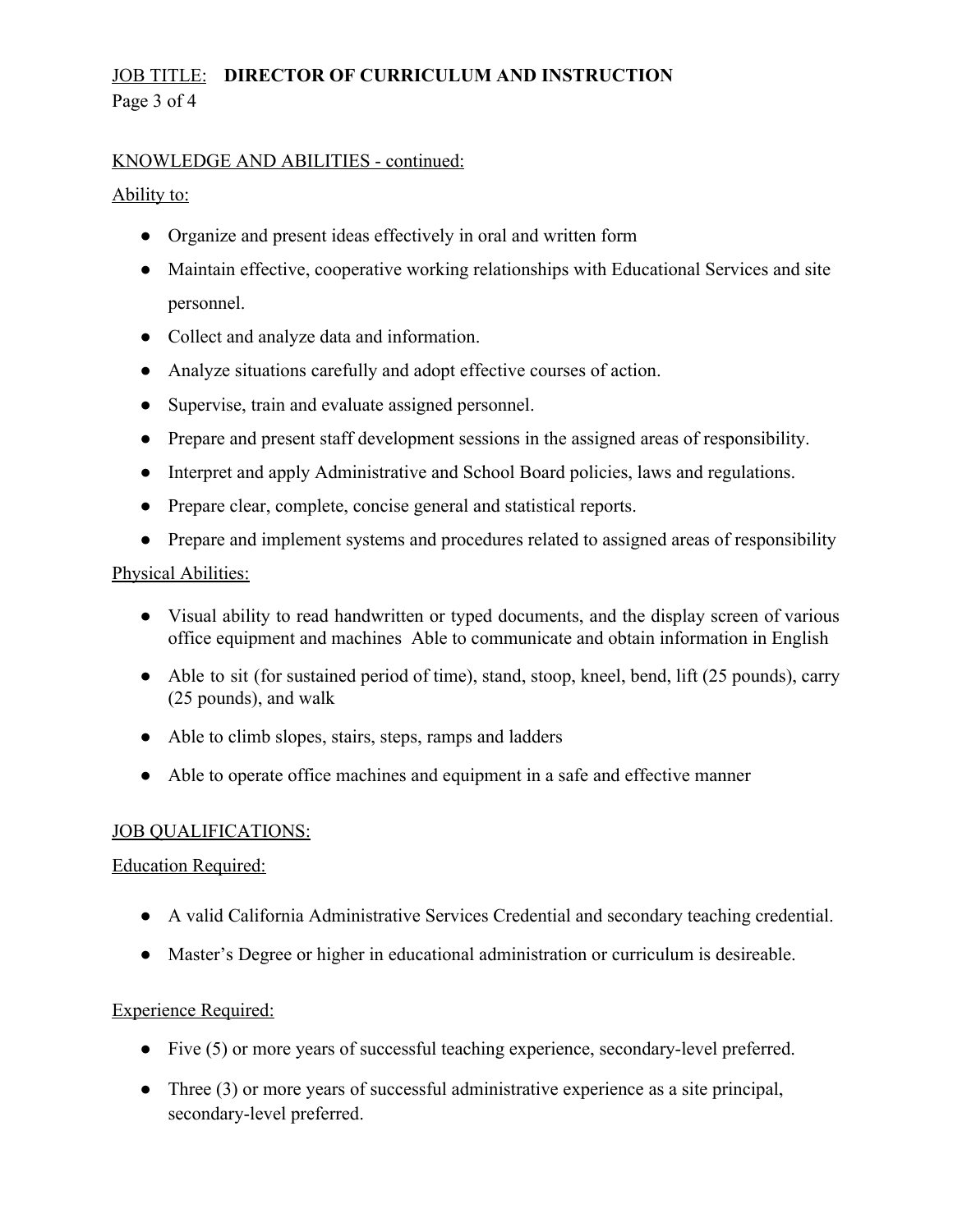KNOWLEDGE AND ABILITIES - continued:

Ability to:

- Organize and present ideas effectively in oral and written form
- Maintain effective, cooperative working relationships with Educational Services and site personnel.
- Collect and analyze data and information.
- Analyze situations carefully and adopt effective courses of action.
- Supervise, train and evaluate assigned personnel.
- Prepare and present staff development sessions in the assigned areas of responsibility.
- Interpret and apply Administrative and School Board policies, laws and regulations.
- Prepare clear, complete, concise general and statistical reports.
- Prepare and implement systems and procedures related to assigned areas of responsibility

Physical Abilities:

- Visual ability to read handwritten or typed documents, and the display screen of various office equipment and machines Able to communicate and obtain information in English
- Able to sit (for sustained period of time), stand, stoop, kneel, bend, lift (25 pounds), carry (25 pounds), and walk
- Able to climb slopes, stairs, steps, ramps and ladders
- Able to operate office machines and equipment in a safe and effective manner

## JOB QUALIFICATIONS:

Education Required:

- A valid California Administrative Services Credential and secondary teaching credential.
- Master's Degree or higher in educational administration or curriculum is desireable.

Experience Required:

- Five (5) or more years of successful teaching experience, secondary-level preferred.
- Three (3) or more years of successful administrative experience as a site principal, secondary-level preferred.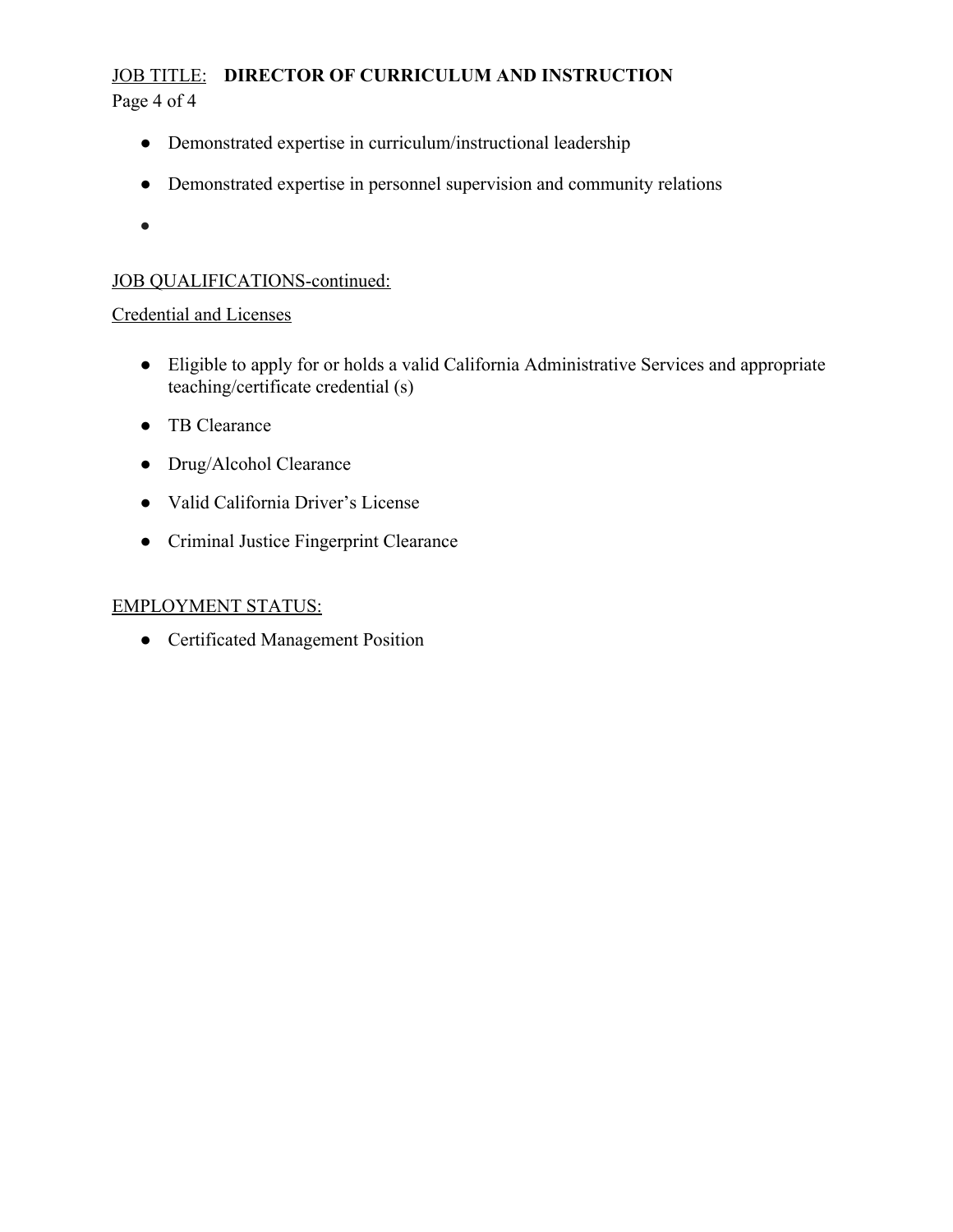- Demonstrated expertise in curriculum/instructional leadership
- Demonstrated expertise in personnel supervision and community relations
- 

<u>JOB QUALIFICATIONS-continued:</u>

<u>Credential and Licenses</u>

- Eligible to apply for or holds a valid California Administrative Services and appropriate teaching/certificate credential (s)
- TB Clearance
- Drug/Alcohol Clearance
- Valid California Driver's License
- Criminal Justice Fingerprint Clearance

<u>EMPLOYMENT STATUS:</u>

- Certificated Management Position